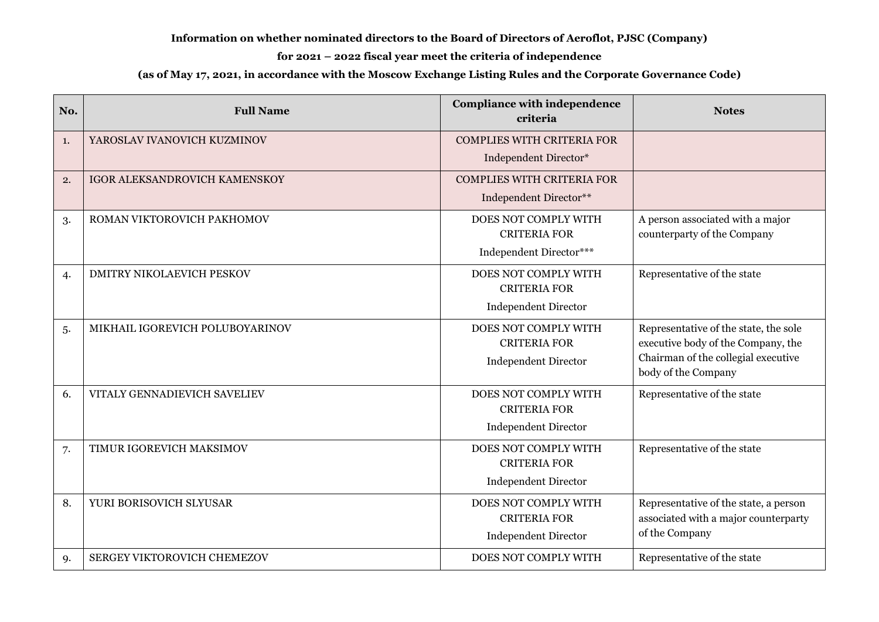**Information on whether nominated directors to the Board of Directors of Aeroflot, PJSC (Company)**

**for 2021 – 2022 fiscal year meet the criteria of independence**

**(as of May 17, 2021, in accordance with the Moscow Exchange Listing Rules and the Corporate Governance Code)**

| No. | Full Name | Compliance with independence criteria | Notes |
|---|---|---|---|
| 1. | YAROSLAV IVANOVICH KUZMINOV | COMPLIES WITH CRITERIA FOR Independent Director* | |
| 2. | IGOR ALEKSANDROVICH KAMENSKOY | COMPLIES WITH CRITERIA FOR Independent Director** | |
| 3. | ROMAN VIKTOROVICH PAKHOMOV | DOES NOT COMPLY WITH CRITERIA FOR Independent Director*** | A person associated with a major counterparty of the Company |
| 4. | DMITRY NIKOLAEVICH PESKOV | DOES NOT COMPLY WITH CRITERIA FOR Independent Director | Representative of the state |
| 5. | MIKHAIL IGOREVICH POLUBOYARINOV | DOES NOT COMPLY WITH CRITERIA FOR Independent Director | Representative of the state, the sole executive body of the Company, the Chairman of the collegial executive body of the Company |
| 6. | VITALY GENNADIEVICH SAVELIEV | DOES NOT COMPLY WITH CRITERIA FOR Independent Director | Representative of the state |
| 7. | TIMUR IGOREVICH MAKSIMOV | DOES NOT COMPLY WITH CRITERIA FOR Independent Director | Representative of the state |
| 8. | YURI BORISOVICH SLYUSAR | DOES NOT COMPLY WITH CRITERIA FOR Independent Director | Representative of the state, a person associated with a major counterparty of the Company |
| 9. | SERGEY VIKTOROVICH CHEMEZOV | DOES NOT COMPLY WITH | Representative of the state |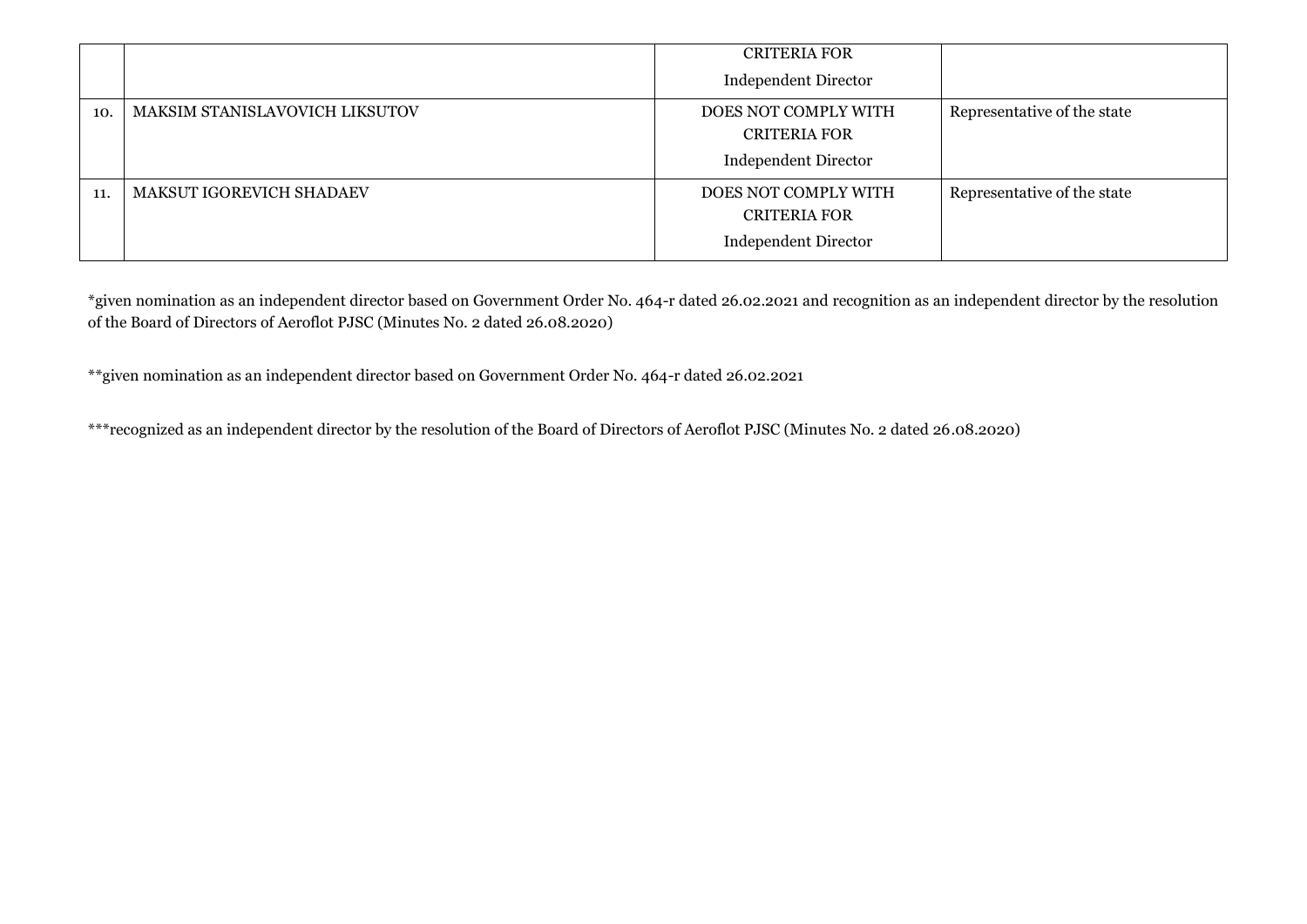| | | | |
|---|---|---|---|
| | | CRITERIA FOR Independent Director | |
| 10. | MAKSIM STANISLAVOVICH LIKSUTOV | DOES NOT COMPLY WITH CRITERIA FOR Independent Director | Representative of the state |
| 11. | MAKSUT IGOREVICH SHADAEV | DOES NOT COMPLY WITH CRITERIA FOR Independent Director | Representative of the state |

*given nomination as an independent director based on Government Order No. 464-r dated 26.02.2021 and recognition as an independent director by the resolution of the Board of Directors of Aeroflot PJSC (Minutes No. 2 dated 26.08.2020)

**given nomination as an independent director based on Government Order No. 464-r dated 26.02.2021

***recognized as an independent director by the resolution of the Board of Directors of Aeroflot PJSC (Minutes No. 2 dated 26.08.2020)